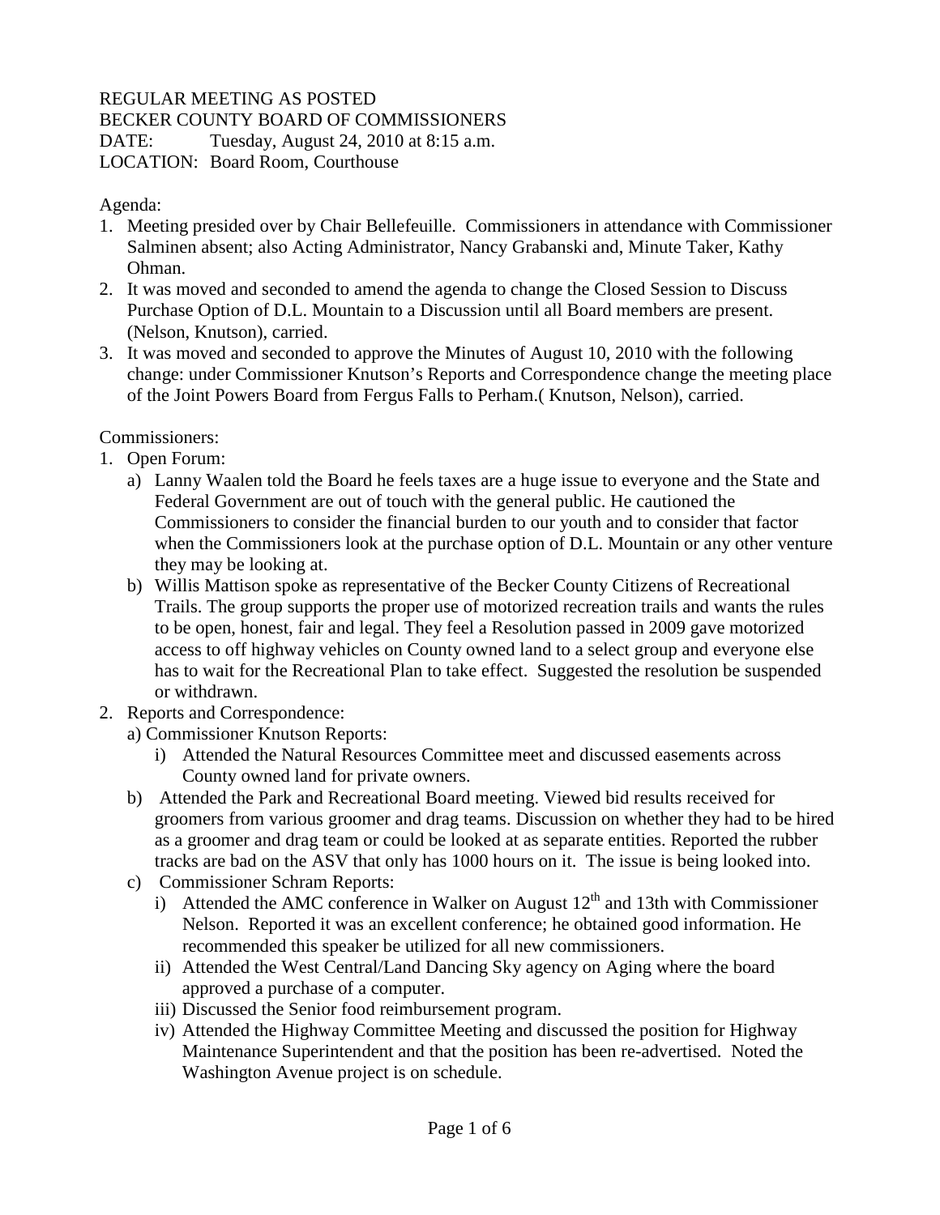REGULAR MEETING AS POSTED
BECKER COUNTY BOARD OF COMMISSIONERS
DATE: Tuesday, August 24, 2010 at 8:15 a.m.
LOCATION: Board Room, Courthouse

Agenda:

1. Meeting presided over by Chair Bellefeuille. Commissioners in attendance with Commissioner Salminen absent; also Acting Administrator, Nancy Grabanski and, Minute Taker, Kathy Ohman.
2. It was moved and seconded to amend the agenda to change the Closed Session to Discuss Purchase Option of D.L. Mountain to a Discussion until all Board members are present. (Nelson, Knutson), carried.
3. It was moved and seconded to approve the Minutes of August 10, 2010 with the following change: under Commissioner Knutson's Reports and Correspondence change the meeting place of the Joint Powers Board from Fergus Falls to Perham.( Knutson, Nelson), carried.

Commissioners:

1. Open Forum:
   a) Lanny Waalen told the Board he feels taxes are a huge issue to everyone and the State and Federal Government are out of touch with the general public. He cautioned the Commissioners to consider the financial burden to our youth and to consider that factor when the Commissioners look at the purchase option of D.L. Mountain or any other venture they may be looking at.
   b) Willis Mattison spoke as representative of the Becker County Citizens of Recreational Trails. The group supports the proper use of motorized recreation trails and wants the rules to be open, honest, fair and legal. They feel a Resolution passed in 2009 gave motorized access to off highway vehicles on County owned land to a select group and everyone else has to wait for the Recreational Plan to take effect. Suggested the resolution be suspended or withdrawn.
2. Reports and Correspondence:
   a) Commissioner Knutson Reports:
      i) Attended the Natural Resources Committee meet and discussed easements across County owned land for private owners.
   b) Attended the Park and Recreational Board meeting. Viewed bid results received for groomers from various groomer and drag teams. Discussion on whether they had to be hired as a groomer and drag team or could be looked at as separate entities. Reported the rubber tracks are bad on the ASV that only has 1000 hours on it. The issue is being looked into.
   c) Commissioner Schram Reports:
      i) Attended the AMC conference in Walker on August 12th and 13th with Commissioner Nelson. Reported it was an excellent conference; he obtained good information. He recommended this speaker be utilized for all new commissioners.
      ii) Attended the West Central/Land Dancing Sky agency on Aging where the board approved a purchase of a computer.
      iii) Discussed the Senior food reimbursement program.
      iv) Attended the Highway Committee Meeting and discussed the position for Highway Maintenance Superintendent and that the position has been re-advertised. Noted the Washington Avenue project is on schedule.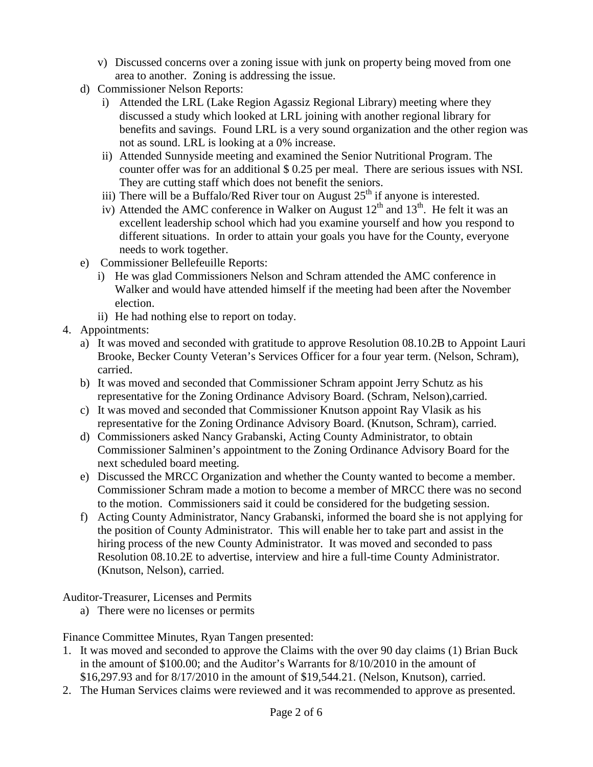v) Discussed concerns over a zoning issue with junk on property being moved from one area to another. Zoning is addressing the issue.

d) Commissioner Nelson Reports:

i) Attended the LRL (Lake Region Agassiz Regional Library) meeting where they discussed a study which looked at LRL joining with another regional library for benefits and savings. Found LRL is a very sound organization and the other region was not as sound. LRL is looking at a 0% increase.

ii) Attended Sunnyside meeting and examined the Senior Nutritional Program. The counter offer was for an additional $ 0.25 per meal. There are serious issues with NSI. They are cutting staff which does not benefit the seniors.

iii) There will be a Buffalo/Red River tour on August 25th if anyone is interested.

iv) Attended the AMC conference in Walker on August 12th and 13th. He felt it was an excellent leadership school which had you examine yourself and how you respond to different situations. In order to attain your goals you have for the County, everyone needs to work together.

e) Commissioner Bellefeuille Reports:

i) He was glad Commissioners Nelson and Schram attended the AMC conference in Walker and would have attended himself if the meeting had been after the November election.

ii) He had nothing else to report on today.

4. Appointments:

a) It was moved and seconded with gratitude to approve Resolution 08.10.2B to Appoint Lauri Brooke, Becker County Veteran's Services Officer for a four year term. (Nelson, Schram), carried.

b) It was moved and seconded that Commissioner Schram appoint Jerry Schutz as his representative for the Zoning Ordinance Advisory Board. (Schram, Nelson),carried.

c) It was moved and seconded that Commissioner Knutson appoint Ray Vlasik as his representative for the Zoning Ordinance Advisory Board. (Knutson, Schram), carried.

d) Commissioners asked Nancy Grabanski, Acting County Administrator, to obtain Commissioner Salminen's appointment to the Zoning Ordinance Advisory Board for the next scheduled board meeting.

e) Discussed the MRCC Organization and whether the County wanted to become a member. Commissioner Schram made a motion to become a member of MRCC there was no second to the motion. Commissioners said it could be considered for the budgeting session.

f) Acting County Administrator, Nancy Grabanski, informed the board she is not applying for the position of County Administrator. This will enable her to take part and assist in the hiring process of the new County Administrator. It was moved and seconded to pass Resolution 08.10.2E to advertise, interview and hire a full-time County Administrator. (Knutson, Nelson), carried.

Auditor-Treasurer, Licenses and Permits

a) There were no licenses or permits

Finance Committee Minutes, Ryan Tangen presented:

1. It was moved and seconded to approve the Claims with the over 90 day claims (1) Brian Buck in the amount of $100.00; and the Auditor's Warrants for 8/10/2010 in the amount of $16,297.93 and for 8/17/2010 in the amount of $19,544.21. (Nelson, Knutson), carried.
2. The Human Services claims were reviewed and it was recommended to approve as presented.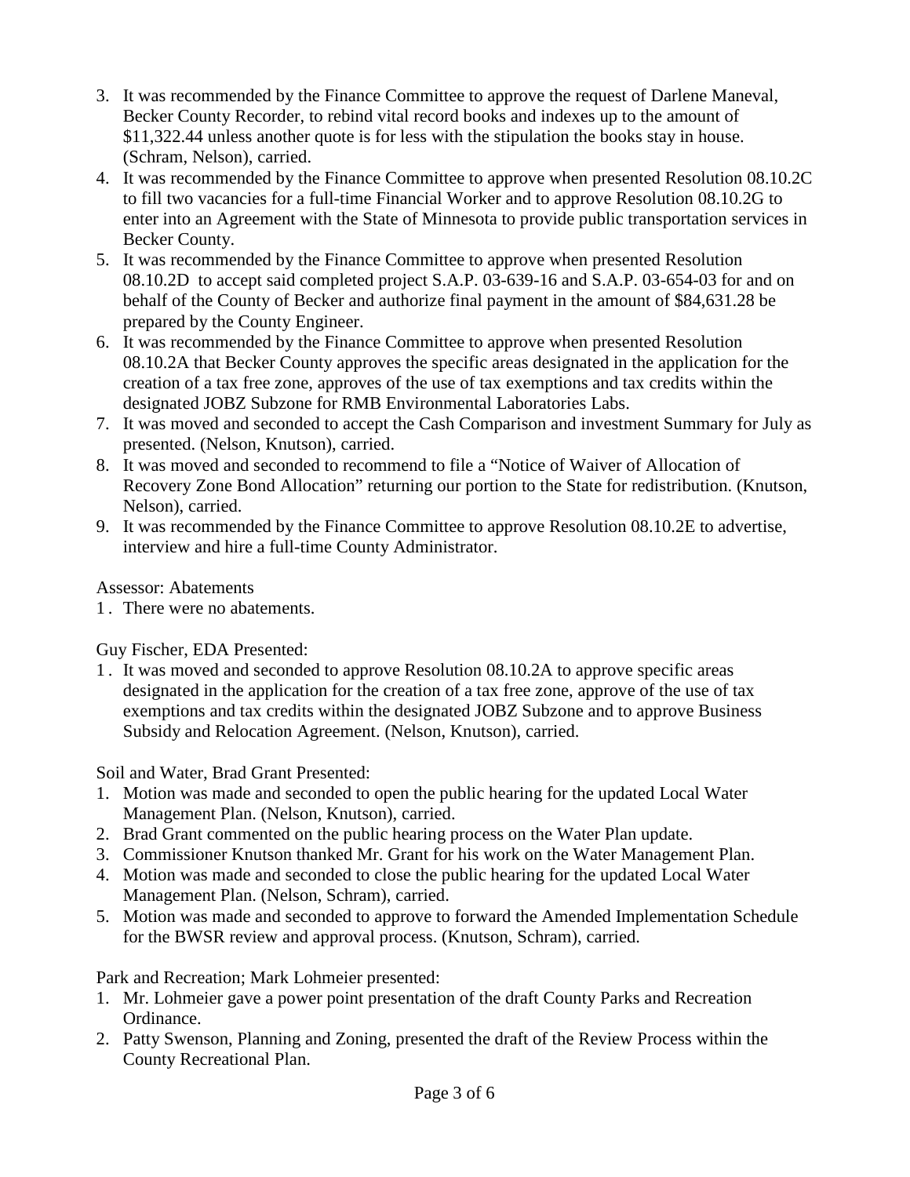3. It was recommended by the Finance Committee to approve the request of Darlene Maneval, Becker County Recorder, to rebind vital record books and indexes up to the amount of $11,322.44 unless another quote is for less with the stipulation the books stay in house. (Schram, Nelson), carried.
4. It was recommended by the Finance Committee to approve when presented Resolution 08.10.2C to fill two vacancies for a full-time Financial Worker and to approve Resolution 08.10.2G to enter into an Agreement with the State of Minnesota to provide public transportation services in Becker County.
5. It was recommended by the Finance Committee to approve when presented Resolution 08.10.2D to accept said completed project S.A.P. 03-639-16 and S.A.P. 03-654-03 for and on behalf of the County of Becker and authorize final payment in the amount of $84,631.28 be prepared by the County Engineer.
6. It was recommended by the Finance Committee to approve when presented Resolution 08.10.2A that Becker County approves the specific areas designated in the application for the creation of a tax free zone, approves of the use of tax exemptions and tax credits within the designated JOBZ Subzone for RMB Environmental Laboratories Labs.
7. It was moved and seconded to accept the Cash Comparison and investment Summary for July as presented. (Nelson, Knutson), carried.
8. It was moved and seconded to recommend to file a "Notice of Waiver of Allocation of Recovery Zone Bond Allocation" returning our portion to the State for redistribution. (Knutson, Nelson), carried.
9. It was recommended by the Finance Committee to approve Resolution 08.10.2E to advertise, interview and hire a full-time County Administrator.

Assessor: Abatements

1. There were no abatements.

Guy Fischer, EDA Presented:

1. It was moved and seconded to approve Resolution 08.10.2A to approve specific areas designated in the application for the creation of a tax free zone, approve of the use of tax exemptions and tax credits within the designated JOBZ Subzone and to approve Business Subsidy and Relocation Agreement. (Nelson, Knutson), carried.

Soil and Water, Brad Grant Presented:

1. Motion was made and seconded to open the public hearing for the updated Local Water Management Plan. (Nelson, Knutson), carried.
2. Brad Grant commented on the public hearing process on the Water Plan update.
3. Commissioner Knutson thanked Mr. Grant for his work on the Water Management Plan.
4. Motion was made and seconded to close the public hearing for the updated Local Water Management Plan. (Nelson, Schram), carried.
5. Motion was made and seconded to approve to forward the Amended Implementation Schedule for the BWSR review and approval process. (Knutson, Schram), carried.

Park and Recreation; Mark Lohmeier presented:

1. Mr. Lohmeier gave a power point presentation of the draft County Parks and Recreation Ordinance.
2. Patty Swenson, Planning and Zoning, presented the draft of the Review Process within the County Recreational Plan.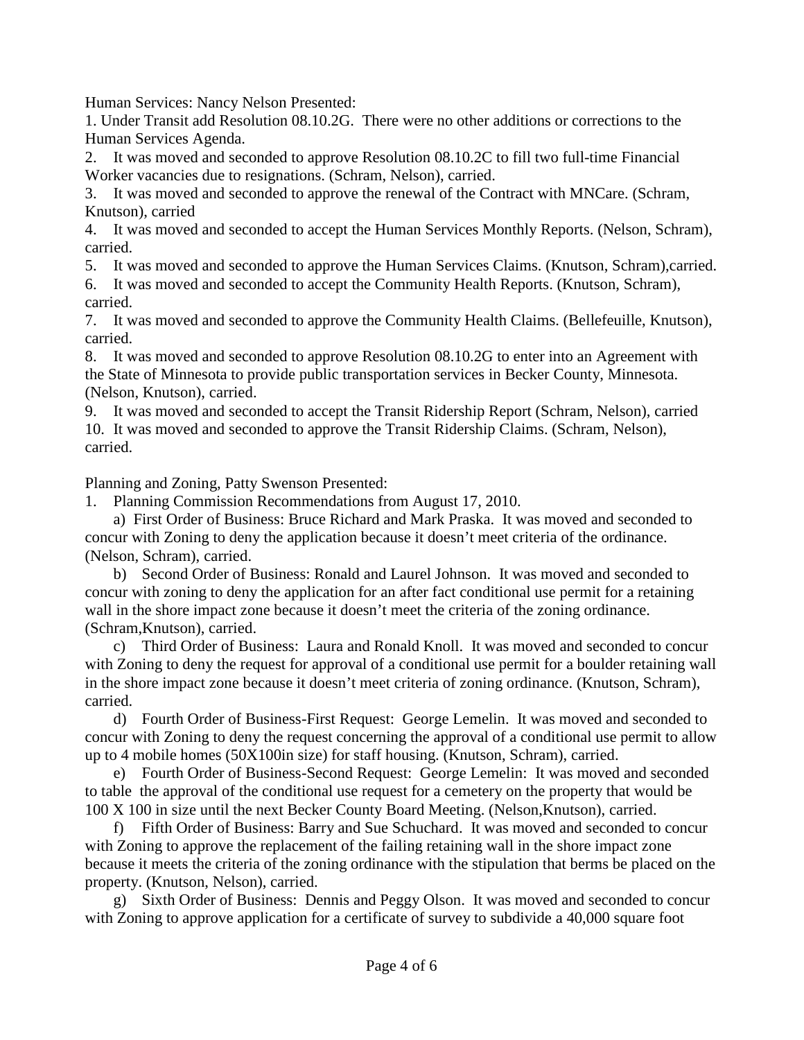Human Services: Nancy Nelson Presented:

1. Under Transit add Resolution 08.10.2G. There were no other additions or corrections to the Human Services Agenda.
2. It was moved and seconded to approve Resolution 08.10.2C to fill two full-time Financial Worker vacancies due to resignations. (Schram, Nelson), carried.
3. It was moved and seconded to approve the renewal of the Contract with MNCare. (Schram, Knutson), carried
4. It was moved and seconded to accept the Human Services Monthly Reports. (Nelson, Schram), carried.
5. It was moved and seconded to approve the Human Services Claims. (Knutson, Schram),carried.
6. It was moved and seconded to accept the Community Health Reports. (Knutson, Schram), carried.
7. It was moved and seconded to approve the Community Health Claims. (Bellefeuille, Knutson), carried.
8. It was moved and seconded to approve Resolution 08.10.2G to enter into an Agreement with the State of Minnesota to provide public transportation services in Becker County, Minnesota. (Nelson, Knutson), carried.
9. It was moved and seconded to accept the Transit Ridership Report (Schram, Nelson), carried
10. It was moved and seconded to approve the Transit Ridership Claims. (Schram, Nelson), carried.

Planning and Zoning, Patty Swenson Presented:

1. Planning Commission Recommendations from August 17, 2010.

   a) First Order of Business: Bruce Richard and Mark Praska. It was moved and seconded to concur with Zoning to deny the application because it doesn't meet criteria of the ordinance. (Nelson, Schram), carried.

   b) Second Order of Business: Ronald and Laurel Johnson. It was moved and seconded to concur with zoning to deny the application for an after fact conditional use permit for a retaining wall in the shore impact zone because it doesn't meet the criteria of the zoning ordinance. (Schram,Knutson), carried.

   c) Third Order of Business: Laura and Ronald Knoll. It was moved and seconded to concur with Zoning to deny the request for approval of a conditional use permit for a boulder retaining wall in the shore impact zone because it doesn't meet criteria of zoning ordinance. (Knutson, Schram), carried.

   d) Fourth Order of Business-First Request: George Lemelin. It was moved and seconded to concur with Zoning to deny the request concerning the approval of a conditional use permit to allow up to 4 mobile homes (50X100in size) for staff housing. (Knutson, Schram), carried.

   e) Fourth Order of Business-Second Request: George Lemelin: It was moved and seconded to table the approval of the conditional use request for a cemetery on the property that would be 100 X 100 in size until the next Becker County Board Meeting. (Nelson,Knutson), carried.

   f) Fifth Order of Business: Barry and Sue Schuchard. It was moved and seconded to concur with Zoning to approve the replacement of the failing retaining wall in the shore impact zone because it meets the criteria of the zoning ordinance with the stipulation that berms be placed on the property. (Knutson, Nelson), carried.

   g) Sixth Order of Business: Dennis and Peggy Olson. It was moved and seconded to concur with Zoning to approve application for a certificate of survey to subdivide a 40,000 square foot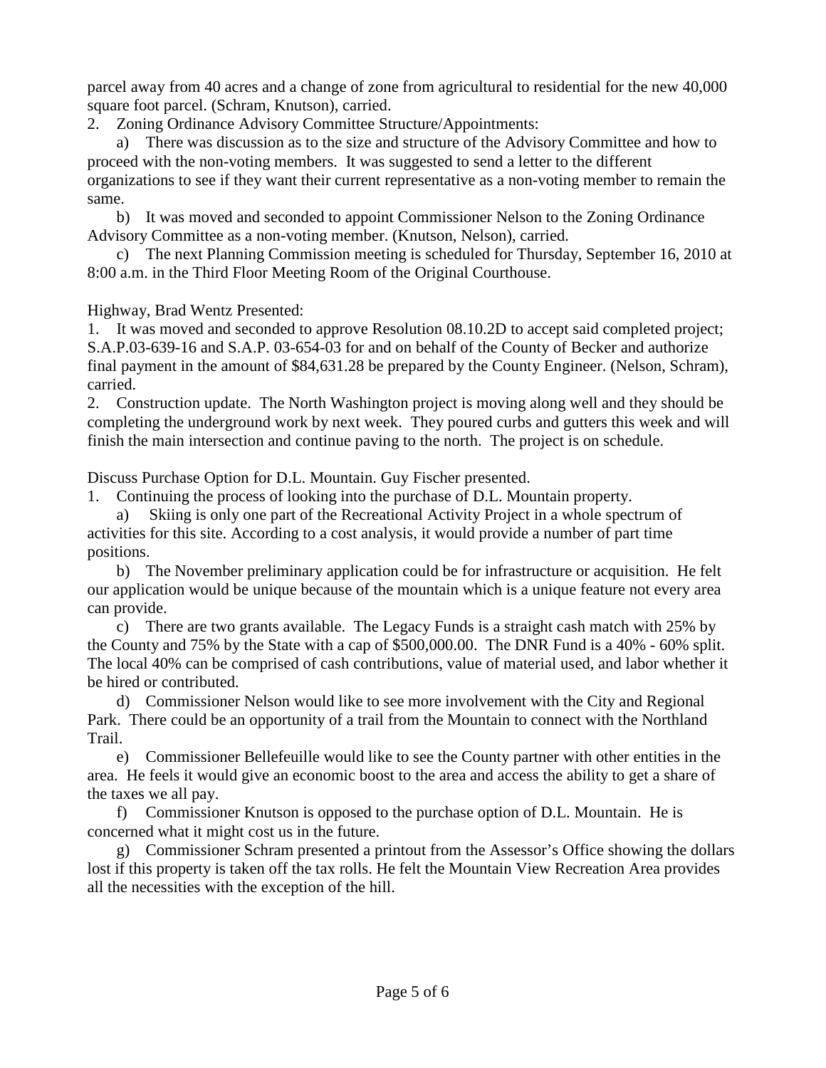parcel away from 40 acres and a change of zone from agricultural to residential for the new 40,000 square foot parcel. (Schram, Knutson), carried.

2. Zoning Ordinance Advisory Committee Structure/Appointments:

   a) There was discussion as to the size and structure of the Advisory Committee and how to proceed with the non-voting members. It was suggested to send a letter to the different organizations to see if they want their current representative as a non-voting member to remain the same.

   b) It was moved and seconded to appoint Commissioner Nelson to the Zoning Ordinance Advisory Committee as a non-voting member. (Knutson, Nelson), carried.

   c) The next Planning Commission meeting is scheduled for Thursday, September 16, 2010 at 8:00 a.m. in the Third Floor Meeting Room of the Original Courthouse.

Highway, Brad Wentz Presented:

1. It was moved and seconded to approve Resolution 08.10.2D to accept said completed project; S.A.P.03-639-16 and S.A.P. 03-654-03 for and on behalf of the County of Becker and authorize final payment in the amount of $84,631.28 be prepared by the County Engineer. (Nelson, Schram), carried.

2. Construction update. The North Washington project is moving along well and they should be completing the underground work by next week. They poured curbs and gutters this week and will finish the main intersection and continue paving to the north. The project is on schedule.

Discuss Purchase Option for D.L. Mountain. Guy Fischer presented.

1. Continuing the process of looking into the purchase of D.L. Mountain property.

   a) Skiing is only one part of the Recreational Activity Project in a whole spectrum of activities for this site. According to a cost analysis, it would provide a number of part time positions.

   b) The November preliminary application could be for infrastructure or acquisition. He felt our application would be unique because of the mountain which is a unique feature not every area can provide.

   c) There are two grants available. The Legacy Funds is a straight cash match with 25% by the County and 75% by the State with a cap of $500,000.00. The DNR Fund is a 40% - 60% split. The local 40% can be comprised of cash contributions, value of material used, and labor whether it be hired or contributed.

   d) Commissioner Nelson would like to see more involvement with the City and Regional Park. There could be an opportunity of a trail from the Mountain to connect with the Northland Trail.

   e) Commissioner Bellefeuille would like to see the County partner with other entities in the area. He feels it would give an economic boost to the area and access the ability to get a share of the taxes we all pay.

   f) Commissioner Knutson is opposed to the purchase option of D.L. Mountain. He is concerned what it might cost us in the future.

   g) Commissioner Schram presented a printout from the Assessor's Office showing the dollars lost if this property is taken off the tax rolls. He felt the Mountain View Recreation Area provides all the necessities with the exception of the hill.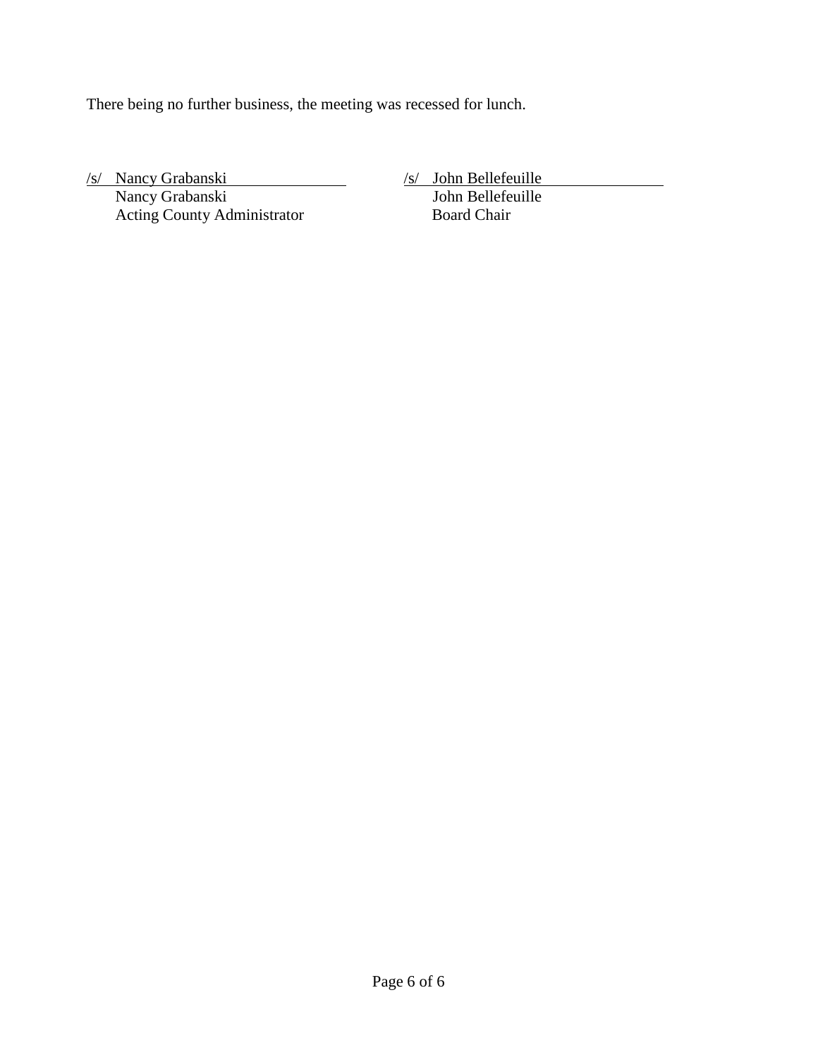There being no further business, the meeting was recessed for lunch.

| | |
|---|---|
| /s/ Nancy Grabanski | /s/ John Bellefeuille |
| Nancy Grabanski | John Bellefeuille |
| Acting County Administrator | Board Chair |